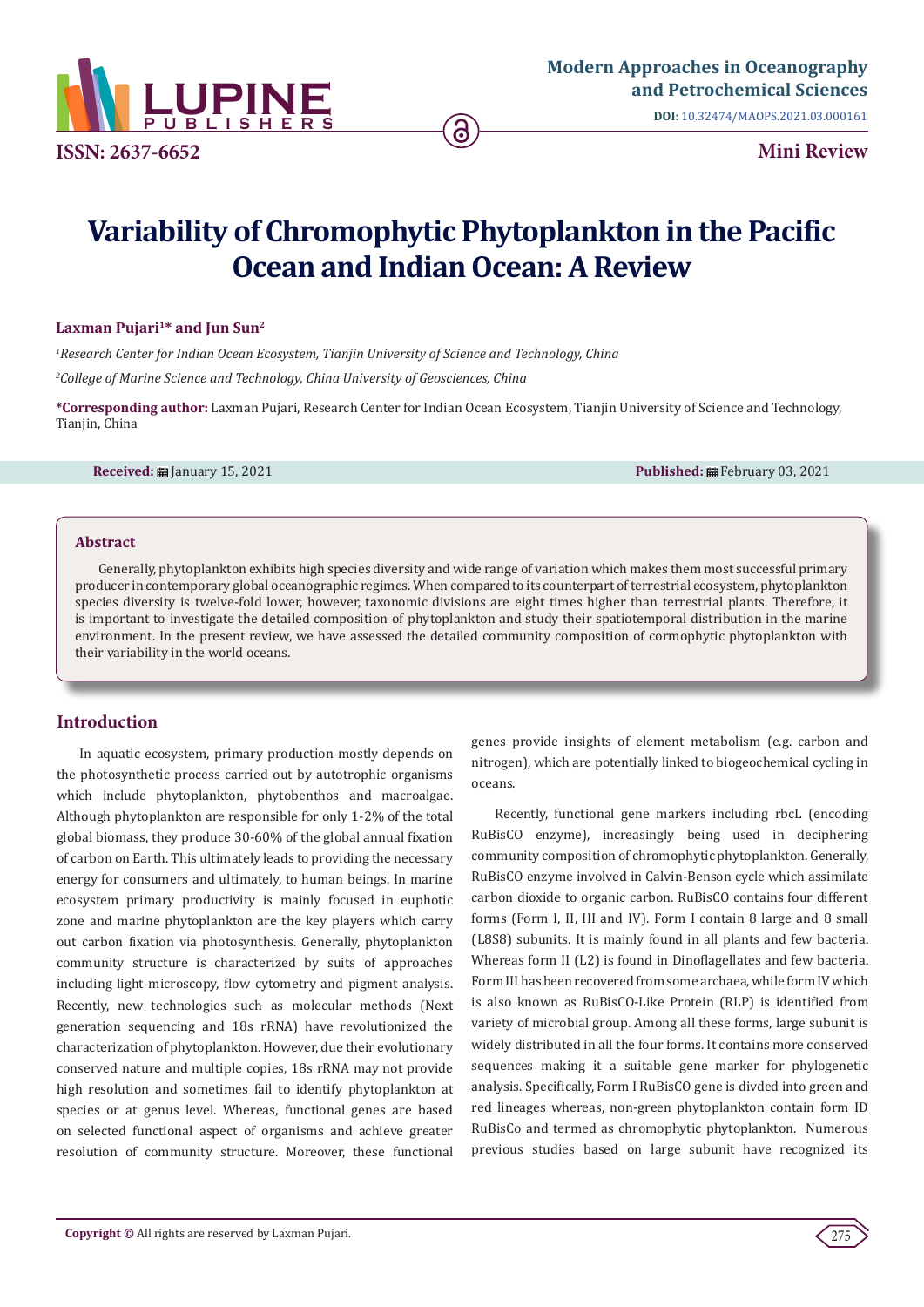ISSN: 2637-6652

**Mini Review**

# Variability of Chromophytic Phytoplankton in the Pacific Ocean and Indian Ocean: A Review

**Laxman Pujari[1]* and Jun Sun[2]**

*[1]Research Center for Indian Ocean Ecosystem, Tianjin University of Science and Technology, China*

*[2]College of Marine Science and Technology, China University of Geosciences, China*

**\*Corresponding author:** Laxman Pujari, Research Center for Indian Ocean Ecosystem, Tianjin University of Science and Technology, Tianjin, China

**Received:** January 15, 2021 **Published:** February 03, 2021

## Abstract

Generally, phytoplankton exhibits high species diversity and wide range of variation which makes them most successful primary producer in contemporary global oceanographic regimes. When compared to its counterpart of terrestrial ecosystem, phytoplankton species diversity is twelve-fold lower, however, taxonomic divisions are eight times higher than terrestrial plants. Therefore, it is important to investigate the detailed composition of phytoplankton and study their spatiotemporal distribution in the marine environment. In the present review, we have assessed the detailed community composition of cormophytic phytoplankton with their variability in the world oceans.

## Introduction

In aquatic ecosystem, primary production mostly depends on the photosynthetic process carried out by autotrophic organisms which include phytoplankton, phytobenthos and macroalgae. Although phytoplankton are responsible for only 1-2% of the total global biomass, they produce 30-60% of the global annual fixation of carbon on Earth. This ultimately leads to providing the necessary energy for consumers and ultimately, to human beings. In marine ecosystem primary productivity is mainly focused in euphotic zone and marine phytoplankton are the key players which carry out carbon fixation via photosynthesis. Generally, phytoplankton community structure is characterized by suits of approaches including light microscopy, flow cytometry and pigment analysis. Recently, new technologies such as molecular methods (Next generation sequencing and 18s rRNA) have revolutionized the characterization of phytoplankton. However, due their evolutionary conserved nature and multiple copies, 18s rRNA may not provide high resolution and sometimes fail to identify phytoplankton at species or at genus level. Whereas, functional genes are based on selected functional aspect of organisms and achieve greater resolution of community structure. Moreover, these functional genes provide insights of element metabolism (e.g. carbon and nitrogen), which are potentially linked to biogeochemical cycling in oceans.

Recently, functional gene markers including rbcL (encoding RuBisCO enzyme), increasingly being used in deciphering community composition of chromophytic phytoplankton. Generally, RuBisCO enzyme involved in Calvin-Benson cycle which assimilate carbon dioxide to organic carbon. RuBisCO contains four different forms (Form I, II, III and IV). Form I contain 8 large and 8 small (L8S8) subunits. It is mainly found in all plants and few bacteria. Whereas form II (L2) is found in Dinoflagellates and few bacteria. Form III has been recovered from some archaea, while form IV which is also known as RuBisCO-Like Protein (RLP) is identified from variety of microbial group. Among all these forms, large subunit is widely distributed in all the four forms. It contains more conserved sequences making it a suitable gene marker for phylogenetic analysis. Specifically, Form I RuBisCO gene is divded into green and red lineages whereas, non-green phytoplankton contain form ID RuBisCo and termed as chromophytic phytoplankton. Numerous previous studies based on large subunit have recognized its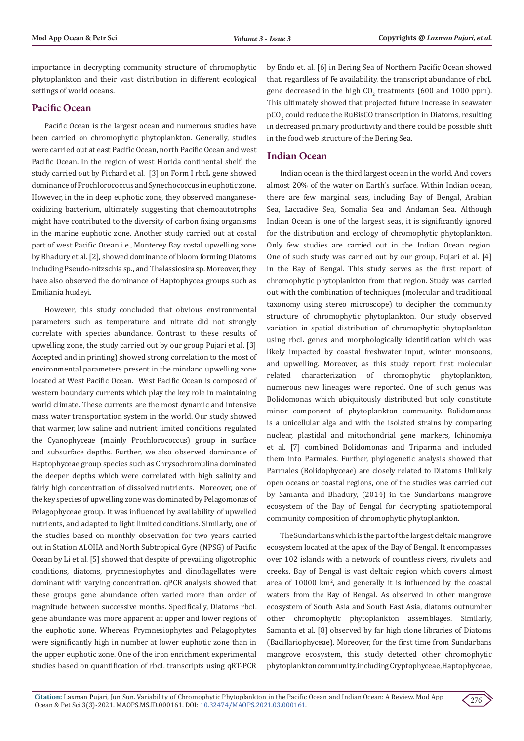importance in decrypting community structure of chromophytic phytoplankton and their vast distribution in different ecological settings of world oceans.

## Pacific Ocean

Pacific Ocean is the largest ocean and numerous studies have been carried on chromophytic phytoplankton. Generally, studies were carried out at east Pacific Ocean, north Pacific Ocean and west Pacific Ocean. In the region of west Florida continental shelf, the study carried out by Pichard et al. [3] on Form I rbcL gene showed dominance of Prochlorococcus and Synechococcus in euphotic zone. However, in the in deep euphotic zone, they observed manganese-oxidizing bacterium, ultimately suggesting that chemoautotrophs might have contributed to the diversity of carbon fixing organisms in the marine euphotic zone. Another study carried out at costal part of west Pacific Ocean i.e., Monterey Bay costal upwelling zone by Bhadury et al. [2], showed dominance of bloom forming Diatoms including Pseudo-nitzschia sp., and Thalassiosira sp. Moreover, they have also observed the dominance of Haptophycea groups such as Emiliania huxleyi.

However, this study concluded that obvious environmental parameters such as temperature and nitrate did not strongly correlate with species abundance. Contrast to these results of upwelling zone, the study carried out by our group Pujari et al. [3] Accepted and in printing) showed strong correlation to the most of environmental parameters present in the mindano upwelling zone located at West Pacific Ocean. West Pacific Ocean is composed of western boundary currents which play the key role in maintaining world climate. These currents are the most dynamic and intensive mass water transportation system in the world. Our study showed that warmer, low saline and nutrient limited conditions regulated the Cyanophyceae (mainly Prochlorococcus) group in surface and subsurface depths. Further, we also observed dominance of Haptophyceae group species such as Chrysochromulina dominated the deeper depths which were correlated with high salinity and fairly high concentration of dissolved nutrients. Moreover, one of the key species of upwelling zone was dominated by Pelagomonas of Pelagophyceae group. It was influenced by availability of upwelled nutrients, and adapted to light limited conditions. Similarly, one of the studies based on monthly observation for two years carried out in Station ALOHA and North Subtropical Gyre (NPSG) of Pacific Ocean by Li et al. [5] showed that despite of prevailing oligotrophic conditions, diatoms, prymnesiophytes and dinoflagellates were dominant with varying concentration. qPCR analysis showed that these groups gene abundance often varied more than order of magnitude between successive months. Specifically, Diatoms rbcL gene abundance was more apparent at upper and lower regions of the euphotic zone. Whereas Prymnesiophytes and Pelagophytes were significantly high in number at lower euphotic zone than in the upper euphotic zone. One of the iron enrichment experimental studies based on quantification of rbcL transcripts using qRT-PCR by Endo et. al. [6] in Bering Sea of Northern Pacific Ocean showed that, regardless of Fe availability, the transcript abundance of rbcL gene decreased in the high $CO_2$ treatments (600 and 1000 ppm). This ultimately showed that projected future increase in seawater $pCO_2$ could reduce the RuBisCO transcription in Diatoms, resulting in decreased primary productivity and there could be possible shift in the food web structure of the Bering Sea.

## Indian Ocean

Indian ocean is the third largest ocean in the world. And covers almost 20% of the water on Earth's surface. Within Indian ocean, there are few marginal seas, including Bay of Bengal, Arabian Sea, Laccadive Sea, Somalia Sea and Andaman Sea. Although Indian Ocean is one of the largest seas, it is significantly ignored for the distribution and ecology of chromophytic phytoplankton. Only few studies are carried out in the Indian Ocean region. One of such study was carried out by our group, Pujari et al. [4] in the Bay of Bengal. This study serves as the first report of chromophytic phytoplankton from that region. Study was carried out with the combination of techniques (molecular and traditional taxonomy using stereo microscope) to decipher the community structure of chromophytic phytoplankton. Our study observed variation in spatial distribution of chromophytic phytoplankton using rbcL genes and morphologically identification which was likely impacted by coastal freshwater input, winter monsoons, and upwelling. Moreover, as this study report first molecular related characterization of chromophytic phytoplankton, numerous new lineages were reported. One of such genus was Bolidomonas which ubiquitously distributed but only constitute minor component of phytoplankton community. Bolidomonas is a unicellular alga and with the isolated strains by comparing nuclear, plastidal and mitochondrial gene markers, Ichinomiya et al. [7] combined Bolidomonas and Triparma and included them into Parmales. Further, phylogenetic analysis showed that Parmales (Bolidophyceae) are closely related to Diatoms Unlikely open oceans or coastal regions, one of the studies was carried out by Samanta and Bhadury, (2014) in the Sundarbans mangrove ecosystem of the Bay of Bengal for decrypting spatiotemporal community composition of chromophytic phytoplankton.

The Sundarbans which is the part of the largest deltaic mangrove ecosystem located at the apex of the Bay of Bengal. It encompasses over 102 islands with a network of countless rivers, rivulets and creeks. Bay of Bengal is vast deltaic region which covers almost area of 10000 $km^2$, and generally it is influenced by the coastal waters from the Bay of Bengal. As observed in other mangrove ecosystem of South Asia and South East Asia, diatoms outnumber other chromophytic phytoplankton assemblages. Similarly, Samanta et al. [8] observed by far high clone libraries of Diatoms (Bacillariophyceae). Moreover, for the first time from Sundarbans mangrove ecosystem, this study detected other chromophytic phytoplankton community, including Cryptophyceae, Haptophyceae,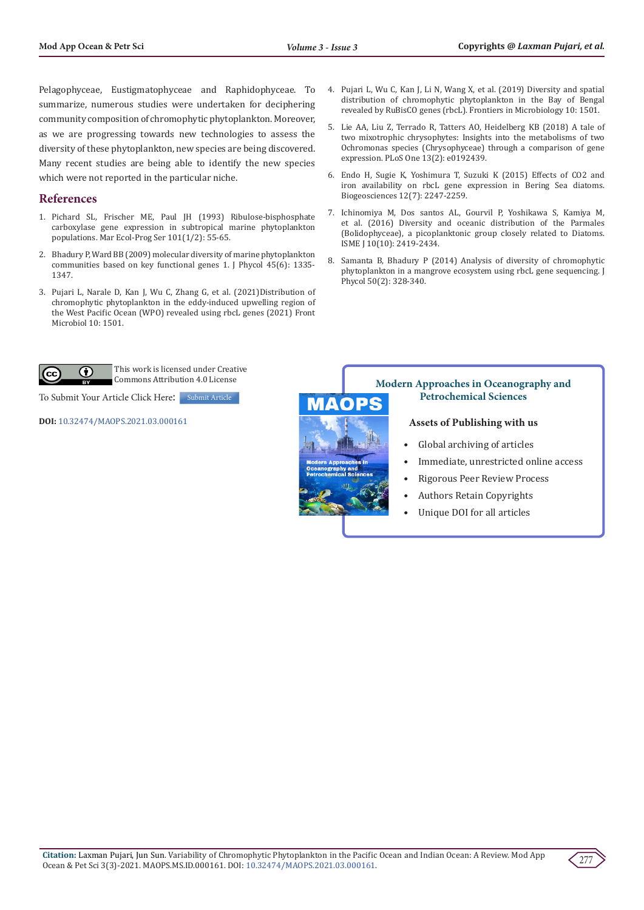Pelagophyceae, Eustigmatophyceae and Raphidophyceae. To summarize, numerous studies were undertaken for deciphering community composition of chromophytic phytoplankton. Moreover, as we are progressing towards new technologies to assess the diversity of these phytoplankton, new species are being discovered. Many recent studies are being able to identify the new species which were not reported in the particular niche.

## References

1. Pichard SL, Frischer ME, Paul JH (1993) Ribulose-bisphosphate carboxylase gene expression in subtropical marine phytoplankton populations. Mar Ecol-Prog Ser 101(1/2): 55-65.
2. Bhadury P, Ward BB (2009) molecular diversity of marine phytoplankton communities based on key functional genes 1. J Phycol 45(6): 1335-1347.
3. Pujari L, Narale D, Kan J, Wu C, Zhang G, et al. (2021)Distribution of chromophytic phytoplankton in the eddy-induced upwelling region of the West Pacific Ocean (WPO) revealed using rbcL genes (2021) Front Microbiol 10: 1501.
4. Pujari L, Wu C, Kan J, Li N, Wang X, et al. (2019) Diversity and spatial distribution of chromophytic phytoplankton in the Bay of Bengal revealed by RuBisCO genes (rbcL). Frontiers in Microbiology 10: 1501.
5. Lie AA, Liu Z, Terrado R, Tatters AO, Heidelberg KB (2018) A tale of two mixotrophic chrysophytes: Insights into the metabolisms of two Ochromonas species (Chrysophyceae) through a comparison of gene expression. PLoS One 13(2): e0192439.
6. Endo H, Sugie K, Yoshimura T, Suzuki K (2015) Effects of $CO_2$ and iron availability on rbcL gene expression in Bering Sea diatoms. Biogeosciences 12(7): 2247-2259.
7. Ichinomiya M, Dos santos AL, Gourvil P, Yoshikawa S, Kamiya M, et al. (2016) Diversity and oceanic distribution of the Parmales (Bolidophyceae), a picoplanktonic group closely related to Diatoms. ISME J 10(10): 2419-2434.
8. Samanta B, Bhadury P (2014) Analysis of diversity of chromophytic phytoplankton in a mangrove ecosystem using rbcL gene sequencing. J Phycol 50(2): 328-340.

This work is licensed under Creative Commons Attribution 4.0 License

To Submit Your Article Click Here: Submit Article

**DOI:** 10.32474/MAOPS.2021.03.000161

**Modern Approaches in Oceanography and Petrochemical Sciences**

**Assets of Publishing with us**

- Global archiving of articles
- Immediate, unrestricted online access
- Rigorous Peer Review Process
- Authors Retain Copyrights
- Unique DOI for all articles

**Citation:** Laxman Pujari, Jun Sun. Variability of Chromophytic Phytoplankton in the Pacific Ocean and Indian Ocean: A Review. Mod App Ocean & Pet Sci 3(3)-2021. MAOPS.MS.ID.000161. DOI: 10.32474/MAOPS.2021.03.000161.